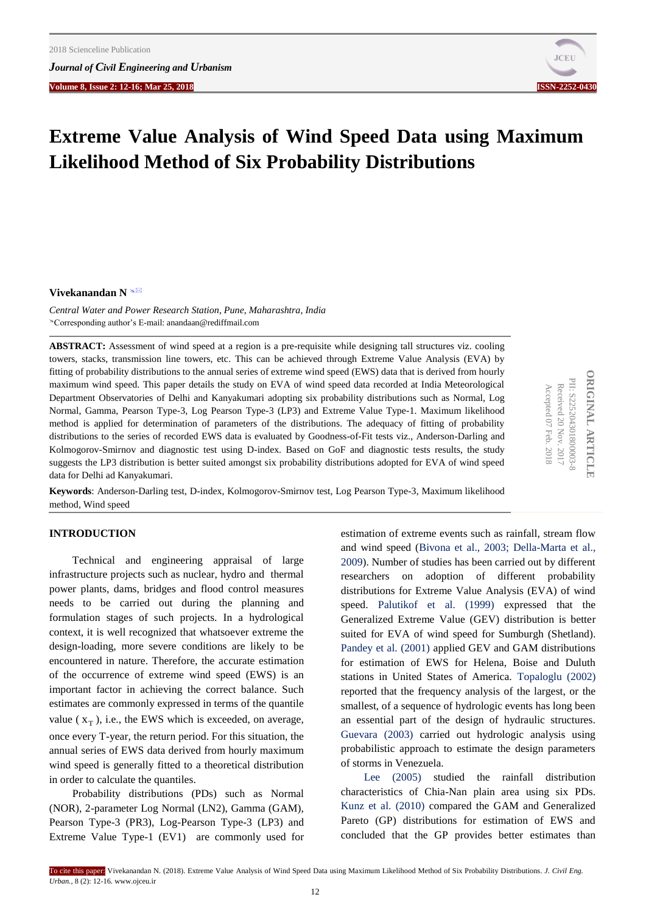# Extreme Value Analysis of Wind Speed Data using Maximum Likelihood Method of Six Probability Distributions

**Vivekanandan N**

*Central Water and Power Research Station, Pune, Maharashtra, India*

Corresponding author's E-mail: anandaan@rediffmail.com

ORIGINAL ARTICLE
PII: S225204301800003-8
Received 20 Nov. 2017
Accepted 07 Feb. 2018

**ABSTRACT:** Assessment of wind speed at a region is a pre-requisite while designing tall structures viz. cooling towers, stacks, transmission line towers, etc. This can be achieved through Extreme Value Analysis (EVA) by fitting of probability distributions to the annual series of extreme wind speed (EWS) data that is derived from hourly maximum wind speed. This paper details the study on EVA of wind speed data recorded at India Meteorological Department Observatories of Delhi and Kanyakumari adopting six probability distributions such as Normal, Log Normal, Gamma, Pearson Type-3, Log Pearson Type-3 (LP3) and Extreme Value Type-1. Maximum likelihood method is applied for determination of parameters of the distributions. The adequacy of fitting of probability distributions to the series of recorded EWS data is evaluated by Goodness-of-Fit tests viz., Anderson-Darling and Kolmogorov-Smirnov and diagnostic test using D-index. Based on GoF and diagnostic tests results, the study suggests the LP3 distribution is better suited amongst six probability distributions adopted for EVA of wind speed data for Delhi ad Kanyakumari.

**Keywords**: Anderson-Darling test, D-index, Kolmogorov-Smirnov test, Log Pearson Type-3, Maximum likelihood method, Wind speed

## INTRODUCTION

Technical and engineering appraisal of large infrastructure projects such as nuclear, hydro and thermal power plants, dams, bridges and flood control measures needs to be carried out during the planning and formulation stages of such projects. In a hydrological context, it is well recognized that whatsoever extreme the design-loading, more severe conditions are likely to be encountered in nature. Therefore, the accurate estimation of the occurrence of extreme wind speed (EWS) is an important factor in achieving the correct balance. Such estimates are commonly expressed in terms of the quantile value ( $x_T$ ), i.e., the EWS which is exceeded, on average, once every T-year, the return period. For this situation, the annual series of EWS data derived from hourly maximum wind speed is generally fitted to a theoretical distribution in order to calculate the quantiles.

Probability distributions (PDs) such as Normal (NOR), 2-parameter Log Normal (LN2), Gamma (GAM), Pearson Type-3 (PR3), Log-Pearson Type-3 (LP3) and Extreme Value Type-1 (EV1) are commonly used for estimation of extreme events such as rainfall, stream flow and wind speed (Bivona et al., 2003; Della-Marta et al., 2009). Number of studies has been carried out by different researchers on adoption of different probability distributions for Extreme Value Analysis (EVA) of wind speed. Palutikof et al. (1999) expressed that the Generalized Extreme Value (GEV) distribution is better suited for EVA of wind speed for Sumburgh (Shetland). Pandey et al. (2001) applied GEV and GAM distributions for estimation of EWS for Helena, Boise and Duluth stations in United States of America. Topaloglu (2002) reported that the frequency analysis of the largest, or the smallest, of a sequence of hydrologic events has long been an essential part of the design of hydraulic structures. Guevara (2003) carried out hydrologic analysis using probabilistic approach to estimate the design parameters of storms in Venezuela.

Lee (2005) studied the rainfall distribution characteristics of Chia-Nan plain area using six PDs. Kunz et al. (2010) compared the GAM and Generalized Pareto (GP) distributions for estimation of EWS and concluded that the GP provides better estimates than

To cite this paper: Vivekanandan N. (2018). Extreme Value Analysis of Wind Speed Data using Maximum Likelihood Method of Six Probability Distributions. *J. Civil Eng. Urban.*, 8 (2): 12-16. www.ojceu.ir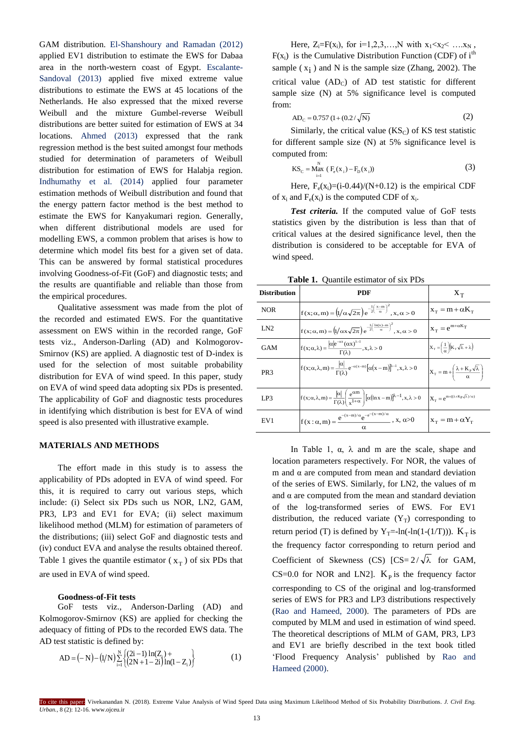GAM distribution. El-Shanshoury and Ramadan (2012) applied EV1 distribution to estimate the EWS for Dabaa area in the north-western coast of Egypt. Escalante-Sandoval (2013) applied five mixed extreme value distributions to estimate the EWS at 45 locations of the Netherlands. He also expressed that the mixed reverse Weibull and the mixture Gumbel-reverse Weibull distributions are better suited for estimation of EWS at 34 locations. Ahmed (2013) expressed that the rank regression method is the best suited amongst four methods studied for determination of parameters of Weibull distribution for estimation of EWS for Halabja region. Indhumathy et al. (2014) applied four parameter estimation methods of Weibull distribution and found that the energy pattern factor method is the best method to estimate the EWS for Kanyakumari region. Generally, when different distributional models are used for modelling EWS, a common problem that arises is how to determine which model fits best for a given set of data. This can be answered by formal statistical procedures involving Goodness-of-Fit (GoF) and diagnostic tests; and the results are quantifiable and reliable than those from the empirical procedures.

Qualitative assessment was made from the plot of the recorded and estimated EWS. For the quantitative assessment on EWS within in the recorded range, GoF tests viz., Anderson-Darling (AD) and Kolmogorov-Smirnov (KS) are applied. A diagnostic test of D-index is used for the selection of most suitable probability distribution for EVA of wind speed. In this paper, study on EVA of wind speed data adopting six PDs is presented. The applicability of GoF and diagnostic tests procedures in identifying which distribution is best for EVA of wind speed is also presented with illustrative example.

## MATERIALS AND METHODS

The effort made in this study is to assess the applicability of PDs adopted in EVA of wind speed. For this, it is required to carry out various steps, which include: (i) Select six PDs such us NOR, LN2, GAM, PR3, LP3 and EV1 for EVA; (ii) select maximum likelihood method (MLM) for estimation of parameters of the distributions; (iii) select GoF and diagnostic tests and (iv) conduct EVA and analyse the results obtained thereof. Table 1 gives the quantile estimator ($x_T$) of six PDs that are used in EVA of wind speed.

### Goodness-of-Fit tests

GoF tests viz., Anderson-Darling (AD) and Kolmogorov-Smirnov (KS) are applied for checking the adequacy of fitting of PDs to the recorded EWS data. The AD test statistic is defined by:

$$AD = (-N) - (1/N)\sum_{i=1}^{N}\left\{\begin{matrix}(2i-1)\ln(Z_i) + \\ (2N+1-2i)\ln(1-Z_i)\end{matrix}\right\} \quad (1)$$

Here, $Z_i$=F($x_i$), for i=1,2,3,…,N with $x_1$<$x_2$< ….$x_N$ , F($x_i$) is the Cumulative Distribution Function (CDF) of $i^{th}$ sample ($x_i$) and N is the sample size (Zhang, 2002). The critical value ($AD_C$) of AD test statistic for different sample size (N) at 5% significance level is computed from:

$$AD_C = 0.757\,(1 + (0.2/\sqrt{N}) \quad (2)$$

Similarly, the critical value ($KS_C$) of KS test statistic for different sample size (N) at 5% significance level is computed from:

$$KS_C = \underset{i=1}{\overset{N}{\mathrm{Max}}}\;(F_e(x_i) - F_D(x_i)) \quad (3)$$

Here, $F_e(x_i)$=(i-0.44)/(N+0.12) is the empirical CDF of $x_i$ and $F_e(x_i)$ is the computed CDF of $x_i$.

***Test criteria.*** If the computed value of GoF tests statistics given by the distribution is less than that of critical values at the desired significance level, then the distribution is considered to be acceptable for EVA of wind speed.

**Table 1.** Quantile estimator of six PDs

| Distribution | PDF | $x_T$ |
|---|---|---|
| NOR | $f(x;\alpha,m) = (1/\alpha\sqrt{2\pi})\, e^{-\frac{1}{2}\left(\frac{x-m}{\alpha}\right)^2}, x, \alpha > 0$ | $x_T = m + \alpha K_T$ |
| LN2 | $f(x;\alpha,m) = (1/\alpha x\sqrt{2\pi})\, e^{-\frac{1}{2}\left(\frac{\ln(x)-m}{\alpha}\right)^2}, x, \alpha > 0$ | $x_T = e^{m+\alpha K_T}$ |
| GAM | $f(x;\alpha,\lambda) = \frac{\lvert\alpha\rvert e^{-\alpha x}(\alpha x)^{\lambda-1}}{\Gamma(\lambda)}, x, \lambda > 0$ | $x_T = \left(\frac{1}{\alpha}\right)\left(K_T\sqrt{\lambda} + \lambda\right)$ |
| PR3 | $f(x;\alpha,\lambda,m) = \frac{\lvert\alpha\rvert}{\Gamma(\lambda)} e^{-\alpha(x-m)}\left[\alpha(x-m)\right]^{\lambda-1}, x, \lambda > 0$ | $x_T = m + \left(\frac{\lambda + K_P\sqrt{\lambda}}{\alpha}\right)$ |
| LP3 | $f(x;\alpha,\lambda,m) = \frac{\lvert\alpha\rvert}{\Gamma(\lambda)}\left(\frac{e^{\alpha m}}{x^{1+\alpha}}\right)\left[\alpha(\ln x - m)\right]^{\lambda-1}, x, \lambda > 0$ | $x_T = e^{m+((\lambda+K_P\sqrt{\lambda})/\alpha)}$ |
| EV1 | $f(x:\alpha,m) = \frac{e^{-(x-m)/\alpha}e^{-e^{-(x-m)/\alpha}}}{\alpha}$, x, α>0 | $x_T = m + \alpha Y_T$ |

In Table 1, α, λ and m are the scale, shape and location parameters respectively. For NOR, the values of m and α are computed from mean and standard deviation of the series of EWS. Similarly, for LN2, the values of m and α are computed from the mean and standard deviation of the log-transformed series of EWS. For EV1 distribution, the reduced variate ($Y_T$) corresponding to return period (T) is defined by $Y_T$=-ln(-ln(1-(1/T))). $K_T$ is the frequency factor corresponding to return period and Coefficient of Skewness (CS) [CS=$2/\sqrt{\lambda}$ for GAM, CS=0.0 for NOR and LN2]. $K_P$ is the frequency factor corresponding to CS of the original and log-transformed series of EWS for PR3 and LP3 distributions respectively (Rao and Hameed, 2000). The parameters of PDs are computed by MLM and used in estimation of wind speed. The theoretical descriptions of MLM of GAM, PR3, LP3 and EV1 are briefly described in the text book titled 'Flood Frequency Analysis' published by Rao and Hameed (2000).

To cite this paper: Vivekanandan N. (2018). Extreme Value Analysis of Wind Speed Data using Maximum Likelihood Method of Six Probability Distributions. *J. Civil Eng. Urban.*, 8 (2): 12-16. www.ojceu.ir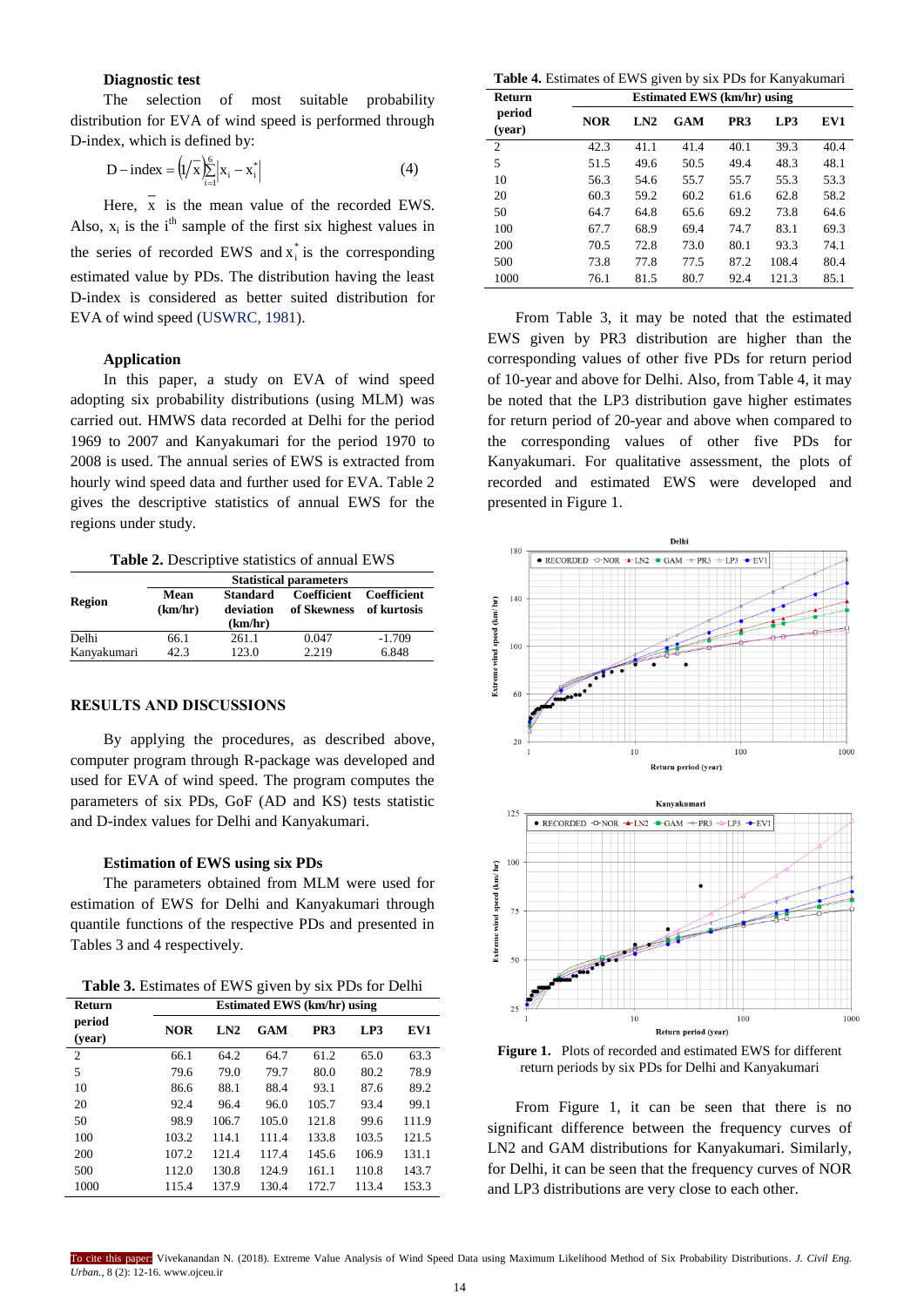### Diagnostic test

The selection of most suitable probability distribution for EVA of wind speed is performed through D-index, which is defined by:

$$D-\text{index} = \left(1/\bar{x}\right)\sum_{i=1}^{6}\left|x_i - x_i^*\right| \qquad (4)$$

Here, $\bar{x}$ is the mean value of the recorded EWS. Also, $x_i$ is the $i^{th}$ sample of the first six highest values in the series of recorded EWS and $x_i^*$ is the corresponding estimated value by PDs. The distribution having the least D-index is considered as better suited distribution for EVA of wind speed (USWRC, 1981).

### Application

In this paper, a study on EVA of wind speed adopting six probability distributions (using MLM) was carried out. HMWS data recorded at Delhi for the period 1969 to 2007 and Kanyakumari for the period 1970 to 2008 is used. The annual series of EWS is extracted from hourly wind speed data and further used for EVA. Table 2 gives the descriptive statistics of annual EWS for the regions under study.

**Table 2.** Descriptive statistics of annual EWS

| Region | Statistical parameters | | | |
|---|---|---|---|---|
| | Mean (km/hr) | Standard deviation (km/hr) | Coefficient of Skewness | Coefficient of kurtosis |
| Delhi | 66.1 | 261.1 | 0.047 | -1.709 |
| Kanyakumari | 42.3 | 123.0 | 2.219 | 6.848 |

## RESULTS AND DISCUSSIONS

By applying the procedures, as described above, computer program through R-package was developed and used for EVA of wind speed. The program computes the parameters of six PDs, GoF (AD and KS) tests statistic and D-index values for Delhi and Kanyakumari.

### Estimation of EWS using six PDs

The parameters obtained from MLM were used for estimation of EWS for Delhi and Kanyakumari through quantile functions of the respective PDs and presented in Tables 3 and 4 respectively.

**Table 3.** Estimates of EWS given by six PDs for Delhi

| Return period (year) | Estimated EWS (km/hr) using | | | | | |
|---|---|---|---|---|---|---|
| | NOR | LN2 | GAM | PR3 | LP3 | EV1 |
| 2 | 66.1 | 64.2 | 64.7 | 61.2 | 65.0 | 63.3 |
| 5 | 79.6 | 79.0 | 79.7 | 80.0 | 80.2 | 78.9 |
| 10 | 86.6 | 88.1 | 88.4 | 93.1 | 87.6 | 89.2 |
| 20 | 92.4 | 96.4 | 96.0 | 105.7 | 93.4 | 99.1 |
| 50 | 98.9 | 106.7 | 105.0 | 121.8 | 99.6 | 111.9 |
| 100 | 103.2 | 114.1 | 111.4 | 133.8 | 103.5 | 121.5 |
| 200 | 107.2 | 121.4 | 117.4 | 145.6 | 106.9 | 131.1 |
| 500 | 112.0 | 130.8 | 124.9 | 161.1 | 110.8 | 143.7 |
| 1000 | 115.4 | 137.9 | 130.4 | 172.7 | 113.4 | 153.3 |

**Table 4.** Estimates of EWS given by six PDs for Kanyakumari

| Return period (year) | Estimated EWS (km/hr) using | | | | | |
|---|---|---|---|---|---|---|
| | NOR | LN2 | GAM | PR3 | LP3 | EV1 |
| 2 | 42.3 | 41.1 | 41.4 | 40.1 | 39.3 | 40.4 |
| 5 | 51.5 | 49.6 | 50.5 | 49.4 | 48.3 | 48.1 |
| 10 | 56.3 | 54.6 | 55.7 | 55.7 | 55.3 | 53.3 |
| 20 | 60.3 | 59.2 | 60.2 | 61.6 | 62.8 | 58.2 |
| 50 | 64.7 | 64.8 | 65.6 | 69.2 | 73.8 | 64.6 |
| 100 | 67.7 | 68.9 | 69.4 | 74.7 | 83.1 | 69.3 |
| 200 | 70.5 | 72.8 | 73.0 | 80.1 | 93.3 | 74.1 |
| 500 | 73.8 | 77.8 | 77.5 | 87.2 | 108.4 | 80.4 |
| 1000 | 76.1 | 81.5 | 80.7 | 92.4 | 121.3 | 85.1 |

From Table 3, it may be noted that the estimated EWS given by PR3 distribution are higher than the corresponding values of other five PDs for return period of 10-year and above for Delhi. Also, from Table 4, it may be noted that the LP3 distribution gave higher estimates for return period of 20-year and above when compared to the corresponding values of other five PDs for Kanyakumari. For qualitative assessment, the plots of recorded and estimated EWS were developed and presented in Figure 1.

**Figure 1.** Plots of recorded and estimated EWS for different return periods by six PDs for Delhi and Kanyakumari

From Figure 1, it can be seen that there is no significant difference between the frequency curves of LN2 and GAM distributions for Kanyakumari. Similarly, for Delhi, it can be seen that the frequency curves of NOR and LP3 distributions are very close to each other.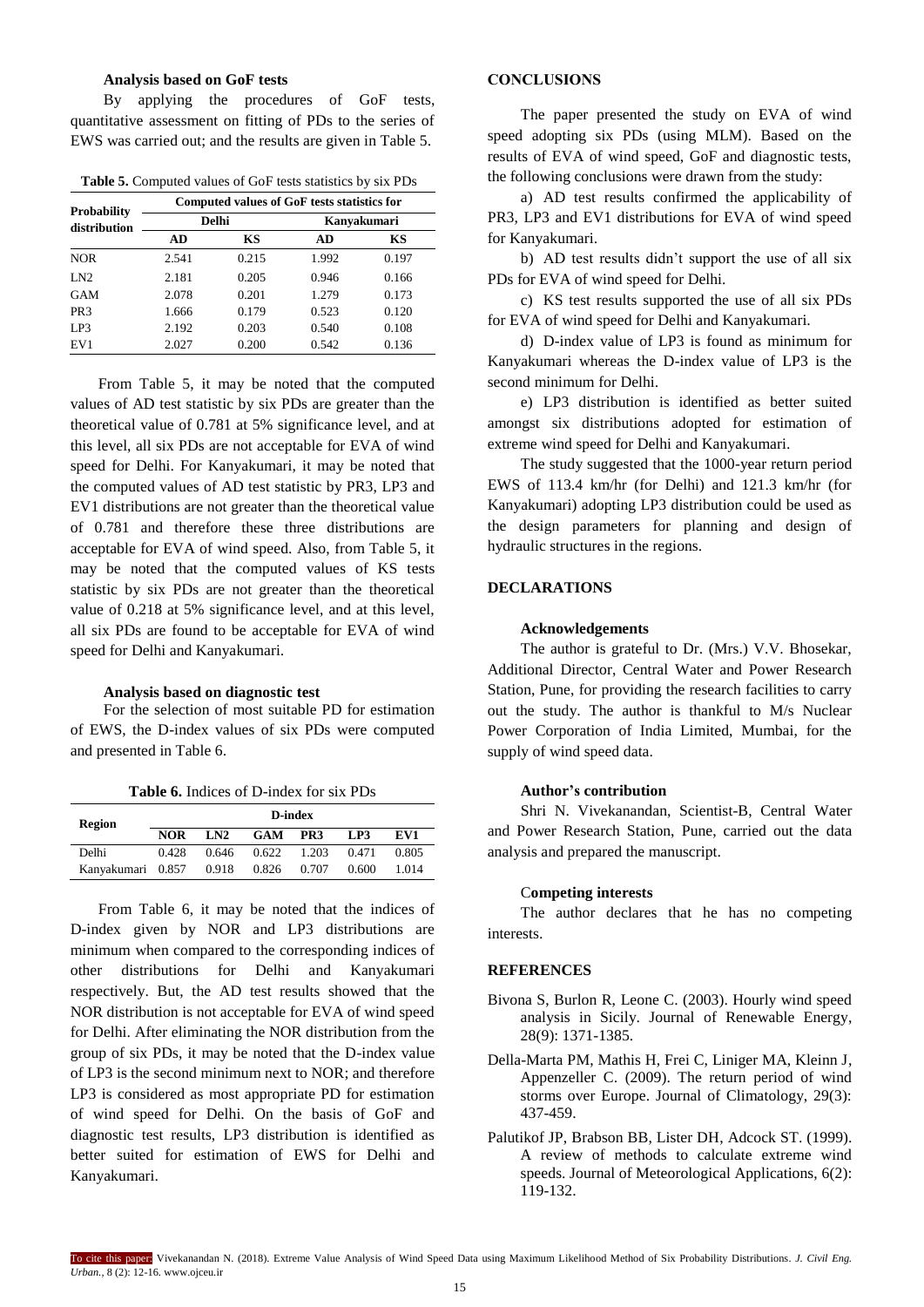### Analysis based on GoF tests

By applying the procedures of GoF tests, quantitative assessment on fitting of PDs to the series of EWS was carried out; and the results are given in Table 5.

**Table 5.** Computed values of GoF tests statistics by six PDs

| Probability distribution | Computed values of GoF tests statistics for | | | |
|---|---|---|---|---|
| | Delhi | | Kanyakumari | |
| | AD | KS | AD | KS |
| NOR | 2.541 | 0.215 | 1.992 | 0.197 |
| LN2 | 2.181 | 0.205 | 0.946 | 0.166 |
| GAM | 2.078 | 0.201 | 1.279 | 0.173 |
| PR3 | 1.666 | 0.179 | 0.523 | 0.120 |
| LP3 | 2.192 | 0.203 | 0.540 | 0.108 |
| EV1 | 2.027 | 0.200 | 0.542 | 0.136 |

From Table 5, it may be noted that the computed values of AD test statistic by six PDs are greater than the theoretical value of 0.781 at 5% significance level, and at this level, all six PDs are not acceptable for EVA of wind speed for Delhi. For Kanyakumari, it may be noted that the computed values of AD test statistic by PR3, LP3 and EV1 distributions are not greater than the theoretical value of 0.781 and therefore these three distributions are acceptable for EVA of wind speed. Also, from Table 5, it may be noted that the computed values of KS tests statistic by six PDs are not greater than the theoretical value of 0.218 at 5% significance level, and at this level, all six PDs are found to be acceptable for EVA of wind speed for Delhi and Kanyakumari.

### Analysis based on diagnostic test

For the selection of most suitable PD for estimation of EWS, the D-index values of six PDs were computed and presented in Table 6.

**Table 6.** Indices of D-index for six PDs

| Region | D-index | | | | | |
|---|---|---|---|---|---|---|
| | NOR | LN2 | GAM | PR3 | LP3 | EV1 |
| Delhi | 0.428 | 0.646 | 0.622 | 1.203 | 0.471 | 0.805 |
| Kanyakumari | 0.857 | 0.918 | 0.826 | 0.707 | 0.600 | 1.014 |

From Table 6, it may be noted that the indices of D-index given by NOR and LP3 distributions are minimum when compared to the corresponding indices of other distributions for Delhi and Kanyakumari respectively. But, the AD test results showed that the NOR distribution is not acceptable for EVA of wind speed for Delhi. After eliminating the NOR distribution from the group of six PDs, it may be noted that the D-index value of LP3 is the second minimum next to NOR; and therefore LP3 is considered as most appropriate PD for estimation of wind speed for Delhi. On the basis of GoF and diagnostic test results, LP3 distribution is identified as better suited for estimation of EWS for Delhi and Kanyakumari.

## CONCLUSIONS

The paper presented the study on EVA of wind speed adopting six PDs (using MLM). Based on the results of EVA of wind speed, GoF and diagnostic tests, the following conclusions were drawn from the study:

a) AD test results confirmed the applicability of PR3, LP3 and EV1 distributions for EVA of wind speed for Kanyakumari.

b) AD test results didn't support the use of all six PDs for EVA of wind speed for Delhi.

c) KS test results supported the use of all six PDs for EVA of wind speed for Delhi and Kanyakumari.

d) D-index value of LP3 is found as minimum for Kanyakumari whereas the D-index value of LP3 is the second minimum for Delhi.

e) LP3 distribution is identified as better suited amongst six distributions adopted for estimation of extreme wind speed for Delhi and Kanyakumari.

The study suggested that the 1000-year return period EWS of 113.4 km/hr (for Delhi) and 121.3 km/hr (for Kanyakumari) adopting LP3 distribution could be used as the design parameters for planning and design of hydraulic structures in the regions.

## DECLARATIONS

### Acknowledgements

The author is grateful to Dr. (Mrs.) V.V. Bhosekar, Additional Director, Central Water and Power Research Station, Pune, for providing the research facilities to carry out the study. The author is thankful to M/s Nuclear Power Corporation of India Limited, Mumbai, for the supply of wind speed data.

### Author's contribution

Shri N. Vivekanandan, Scientist-B, Central Water and Power Research Station, Pune, carried out the data analysis and prepared the manuscript.

### Competing interests

The author declares that he has no competing interests.

## REFERENCES

Bivona S, Burlon R, Leone C. (2003). Hourly wind speed analysis in Sicily. Journal of Renewable Energy, 28(9): 1371-1385.

Della-Marta PM, Mathis H, Frei C, Liniger MA, Kleinn J, Appenzeller C. (2009). The return period of wind storms over Europe. Journal of Climatology, 29(3): 437-459.

Palutikof JP, Brabson BB, Lister DH, Adcock ST. (1999). A review of methods to calculate extreme wind speeds. Journal of Meteorological Applications, 6(2): 119-132.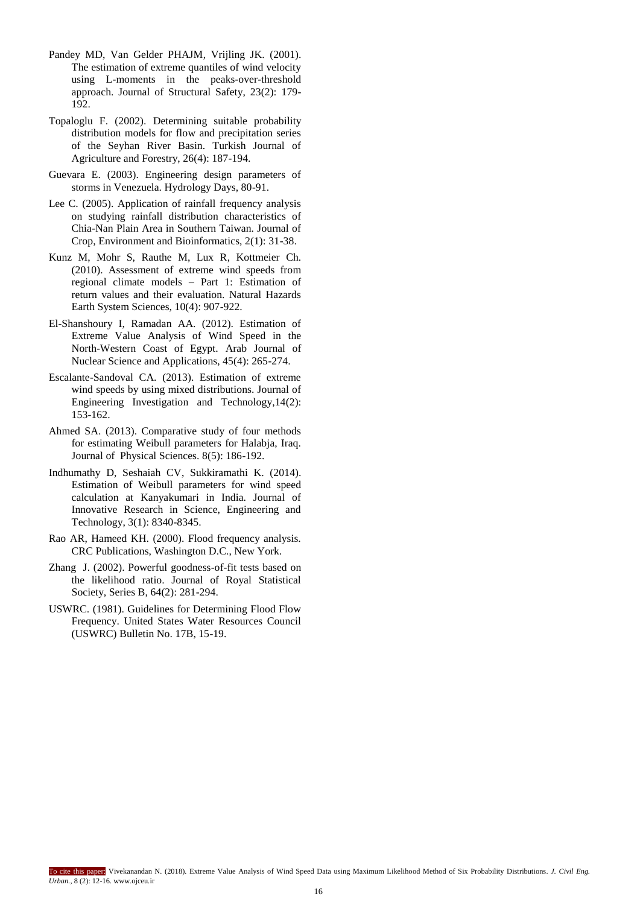Pandey MD, Van Gelder PHAJM, Vrijling JK. (2001). The estimation of extreme quantiles of wind velocity using L-moments in the peaks-over-threshold approach. Journal of Structural Safety, 23(2): 179-192.

Topaloglu F. (2002). Determining suitable probability distribution models for flow and precipitation series of the Seyhan River Basin. Turkish Journal of Agriculture and Forestry, 26(4): 187-194.

Guevara E. (2003). Engineering design parameters of storms in Venezuela. Hydrology Days, 80-91.

Lee C. (2005). Application of rainfall frequency analysis on studying rainfall distribution characteristics of Chia-Nan Plain Area in Southern Taiwan. Journal of Crop, Environment and Bioinformatics, 2(1): 31-38.

Kunz M, Mohr S, Rauthe M, Lux R, Kottmeier Ch. (2010). Assessment of extreme wind speeds from regional climate models – Part 1: Estimation of return values and their evaluation. Natural Hazards Earth System Sciences, 10(4): 907-922.

El-Shanshoury I, Ramadan AA. (2012). Estimation of Extreme Value Analysis of Wind Speed in the North-Western Coast of Egypt. Arab Journal of Nuclear Science and Applications, 45(4): 265-274.

Escalante-Sandoval CA. (2013). Estimation of extreme wind speeds by using mixed distributions. Journal of Engineering Investigation and Technology,14(2): 153-162.

Ahmed SA. (2013). Comparative study of four methods for estimating Weibull parameters for Halabja, Iraq. Journal of Physical Sciences. 8(5): 186-192.

Indhumathy D, Seshaiah CV, Sukkiramathi K. (2014). Estimation of Weibull parameters for wind speed calculation at Kanyakumari in India. Journal of Innovative Research in Science, Engineering and Technology, 3(1): 8340-8345.

Rao AR, Hameed KH. (2000). Flood frequency analysis. CRC Publications, Washington D.C., New York.

Zhang J. (2002). Powerful goodness-of-fit tests based on the likelihood ratio. Journal of Royal Statistical Society, Series B, 64(2): 281-294.

USWRC. (1981). Guidelines for Determining Flood Flow Frequency. United States Water Resources Council (USWRC) Bulletin No. 17B, 15-19.